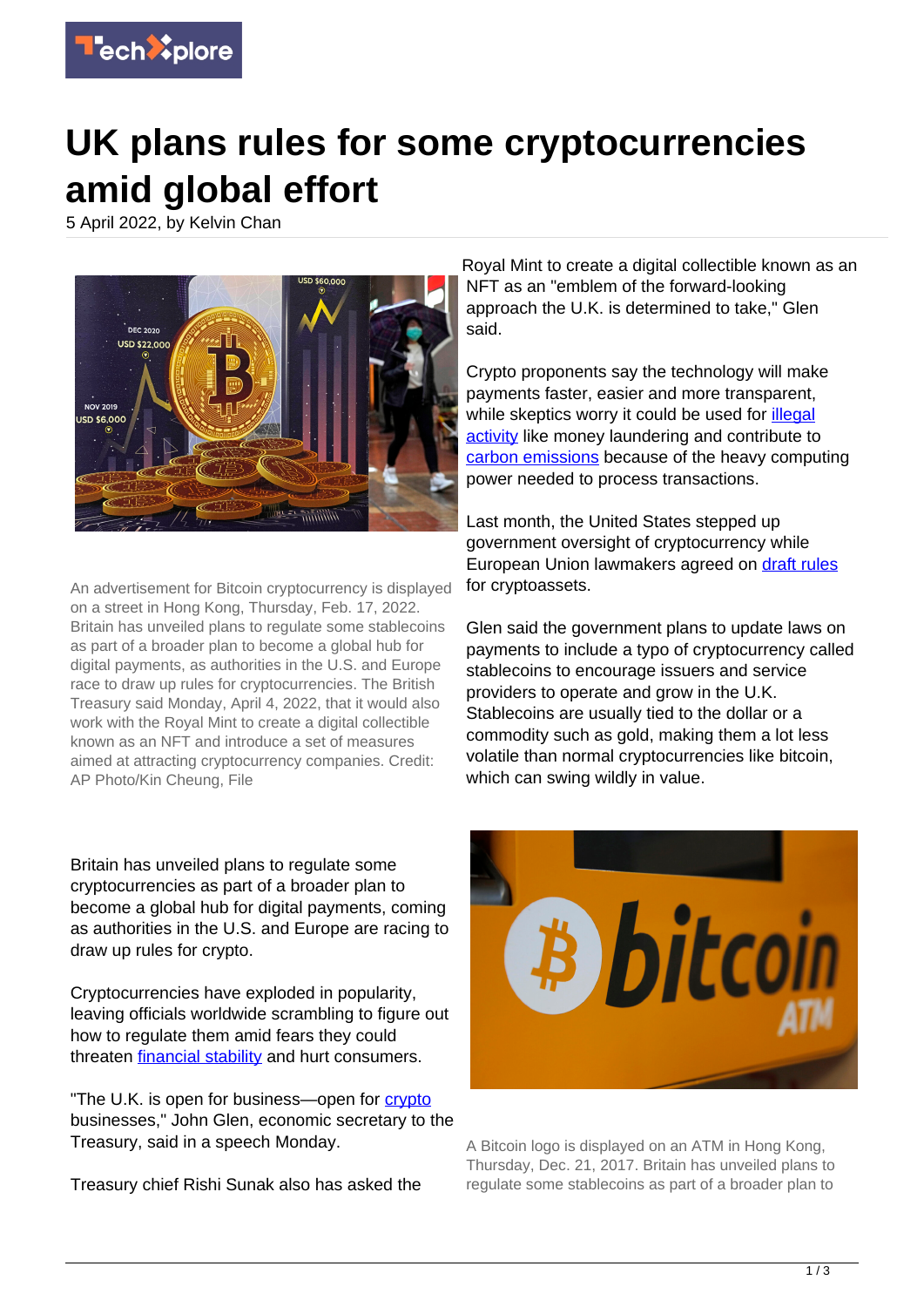# UK plans rules for some cryptocurrencies amid global effort

5 April 2022, by Kelvin Chan

An advertisement for Bitcoin cryptocurrency is displayed on a street in Hong Kong, Thursday, Feb. 17, 2022. Britain has unveiled plans to regulate some stablecoins as part of a broader plan to become a global hub for digital payments, as authorities in the U.S. and Europe race to draw up rules for cryptocurrencies. The British Treasury said Monday, April 4, 2022, that it would also work with the Royal Mint to create a digital collectible known as an NFT and introduce a set of measures aimed at attracting cryptocurrency companies. Credit: AP Photo/Kin Cheung, File

Britain has unveiled plans to regulate some cryptocurrencies as part of a broader plan to become a global hub for digital payments, coming as authorities in the U.S. and Europe are racing to draw up rules for crypto.

Cryptocurrencies have exploded in popularity, leaving officials worldwide scrambling to figure out how to regulate them amid fears they could threaten financial stability and hurt consumers.

"The U.K. is open for business—open for crypto businesses," John Glen, economic secretary to the Treasury, said in a speech Monday.

Treasury chief Rishi Sunak also has asked the Royal Mint to create a digital collectible known as an NFT as an "emblem of the forward-looking approach the U.K. is determined to take," Glen said.

Crypto proponents say the technology will make payments faster, easier and more transparent, while skeptics worry it could be used for illegal activity like money laundering and contribute to carbon emissions because of the heavy computing power needed to process transactions.

Last month, the United States stepped up government oversight of cryptocurrency while European Union lawmakers agreed on draft rules for cryptoassets.

Glen said the government plans to update laws on payments to include a typo of cryptocurrency called stablecoins to encourage issuers and service providers to operate and grow in the U.K. Stablecoins are usually tied to the dollar or a commodity such as gold, making them a lot less volatile than normal cryptocurrencies like bitcoin, which can swing wildly in value.

A Bitcoin logo is displayed on an ATM in Hong Kong, Thursday, Dec. 21, 2017. Britain has unveiled plans to regulate some stablecoins as part of a broader plan to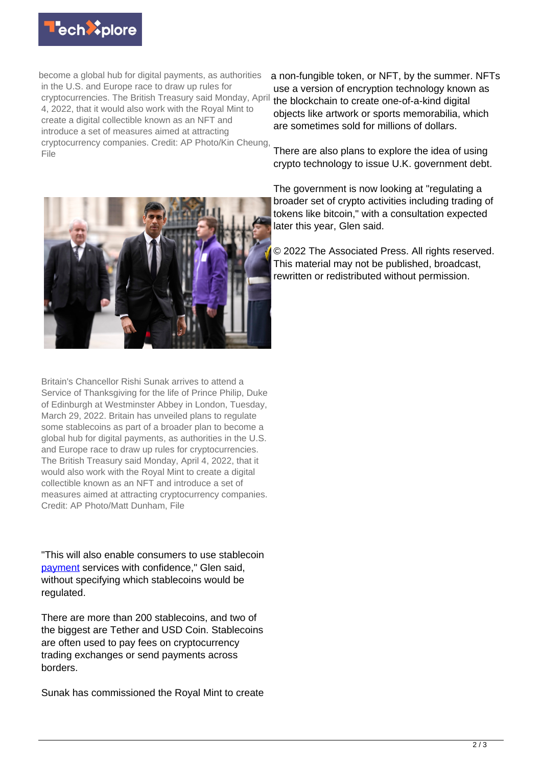become a global hub for digital payments, as authorities in the U.S. and Europe race to draw up rules for cryptocurrencies. The British Treasury said Monday, April 4, 2022, that it would also work with the Royal Mint to create a digital collectible known as an NFT and introduce a set of measures aimed at attracting cryptocurrency companies. Credit: AP Photo/Kin Cheung, File

Britain's Chancellor Rishi Sunak arrives to attend a Service of Thanksgiving for the life of Prince Philip, Duke of Edinburgh at Westminster Abbey in London, Tuesday, March 29, 2022. Britain has unveiled plans to regulate some stablecoins as part of a broader plan to become a global hub for digital payments, as authorities in the U.S. and Europe race to draw up rules for cryptocurrencies. The British Treasury said Monday, April 4, 2022, that it would also work with the Royal Mint to create a digital collectible known as an NFT and introduce a set of measures aimed at attracting cryptocurrency companies. Credit: AP Photo/Matt Dunham, File

"This will also enable consumers to use stablecoin payment services with confidence," Glen said, without specifying which stablecoins would be regulated.

There are more than 200 stablecoins, and two of the biggest are Tether and USD Coin. Stablecoins are often used to pay fees on cryptocurrency trading exchanges or send payments across borders.

Sunak has commissioned the Royal Mint to create a non-fungible token, or NFT, by the summer. NFTs use a version of encryption technology known as the blockchain to create one-of-a-kind digital objects like artwork or sports memorabilia, which are sometimes sold for millions of dollars.

There are also plans to explore the idea of using crypto technology to issue U.K. government debt.

The government is now looking at "regulating a broader set of crypto activities including trading of tokens like bitcoin," with a consultation expected later this year, Glen said.

© 2022 The Associated Press. All rights reserved. This material may not be published, broadcast, rewritten or redistributed without permission.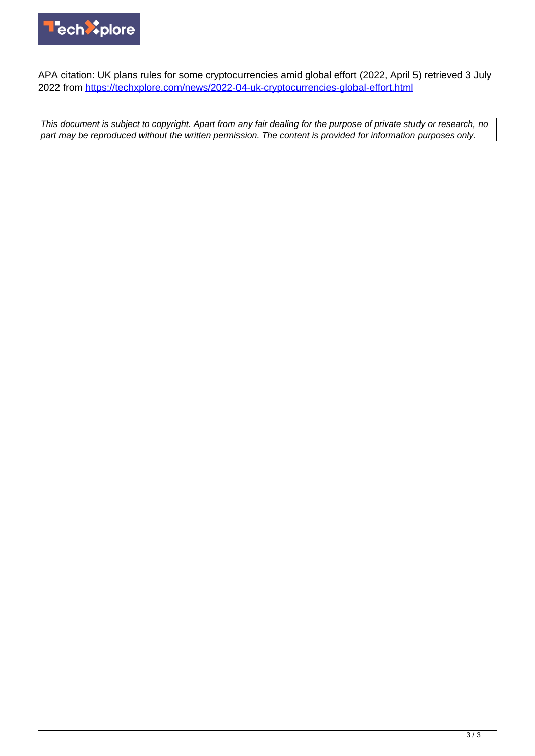APA citation: UK plans rules for some cryptocurrencies amid global effort (2022, April 5) retrieved 3 July 2022 from https://techxplore.com/news/2022-04-uk-cryptocurrencies-global-effort.html

*This document is subject to copyright. Apart from any fair dealing for the purpose of private study or research, no part may be reproduced without the written permission. The content is provided for information purposes only.*